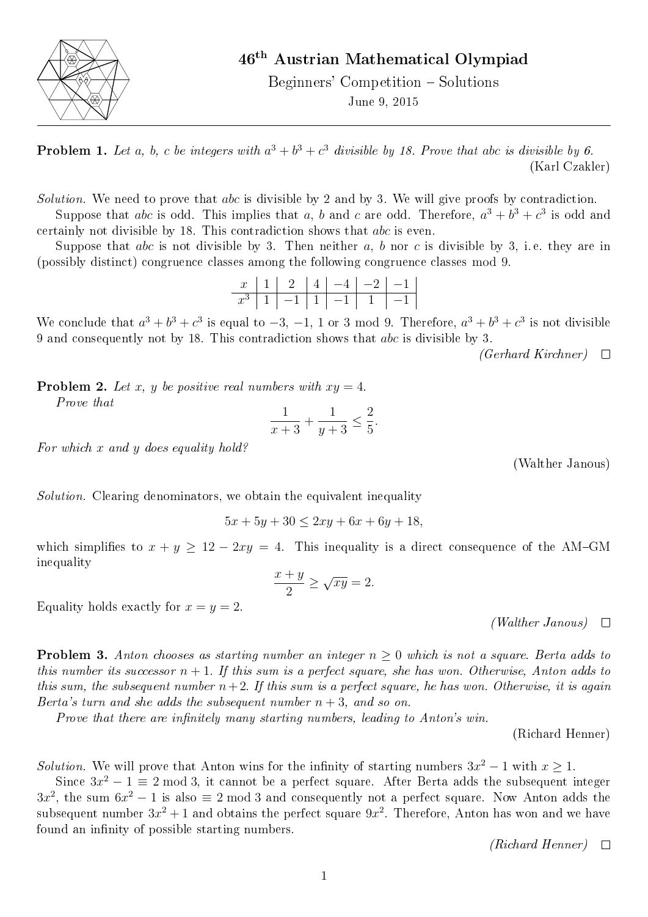# 46th Austrian Mathematical Olympiad

Beginners' Competition – Solutions

June 9, 2015

---

**Problem 1.** *Let a, b, c be integers with $a^3 + b^3 + c^3$ divisible by 18. Prove that abc is divisible by 6.*

(Karl Czakler)

*Solution.* We need to prove that $abc$ is divisible by 2 and by 3. We will give proofs by contradiction.

Suppose that $abc$ is odd. This implies that $a$, $b$ and $c$ are odd. Therefore, $a^3 + b^3 + c^3$ is odd and certainly not divisible by 18. This contradiction shows that $abc$ is even.

Suppose that $abc$ is not divisible by 3. Then neither $a$, $b$ nor $c$ is divisible by 3, i. e. they are in (possibly distinct) congruence classes among the following congruence classes mod 9.

| $x$ | $1$ | $2$ | $4$ | $-4$ | $-2$ | $-1$ |
|---|---|---|---|---|---|---|
| $x^3$ | $1$ | $-1$ | $1$ | $-1$ | $1$ | $-1$ |

We conclude that $a^3 + b^3 + c^3$ is equal to $-3$, $-1$, $1$ or $3$ mod 9. Therefore, $a^3 + b^3 + c^3$ is not divisible 9 and consequently not by 18. This contradiction shows that $abc$ is divisible by 3.

*(Gerhard Kirchner)* □

**Problem 2.** *Let x, y be positive real numbers with $xy = 4$.*

*Prove that*

$$\frac{1}{x+3} + \frac{1}{y+3} \le \frac{2}{5}.$$

*For which x and y does equality hold?*

(Walther Janous)

*Solution.* Clearing denominators, we obtain the equivalent inequality

$$5x + 5y + 30 \le 2xy + 6x + 6y + 18,$$

which simplifies to $x + y \ge 12 - 2xy = 4$. This inequality is a direct consequence of the AM–GM inequality

$$\frac{x+y}{2} \ge \sqrt{xy} = 2.$$

Equality holds exactly for $x = y = 2$.

*(Walther Janous)* □

**Problem 3.** *Anton chooses as starting number an integer $n \ge 0$ which is not a square. Berta adds to this number its successor $n + 1$. If this sum is a perfect square, she has won. Otherwise, Anton adds to this sum, the subsequent number $n+2$. If this sum is a perfect square, he has won. Otherwise, it is again Berta's turn and she adds the subsequent number $n + 3$, and so on.*

*Prove that there are infinitely many starting numbers, leading to Anton's win.*

(Richard Henner)

*Solution.* We will prove that Anton wins for the infinity of starting numbers $3x^2 - 1$ with $x \ge 1$.

Since $3x^2 - 1 \equiv 2 \bmod 3$, it cannot be a perfect square. After Berta adds the subsequent integer $3x^2$, the sum $6x^2 - 1$ is also $\equiv 2 \bmod 3$ and consequently not a perfect square. Now Anton adds the subsequent number $3x^2 + 1$ and obtains the perfect square $9x^2$. Therefore, Anton has won and we have found an infinity of possible starting numbers.

*(Richard Henner)* □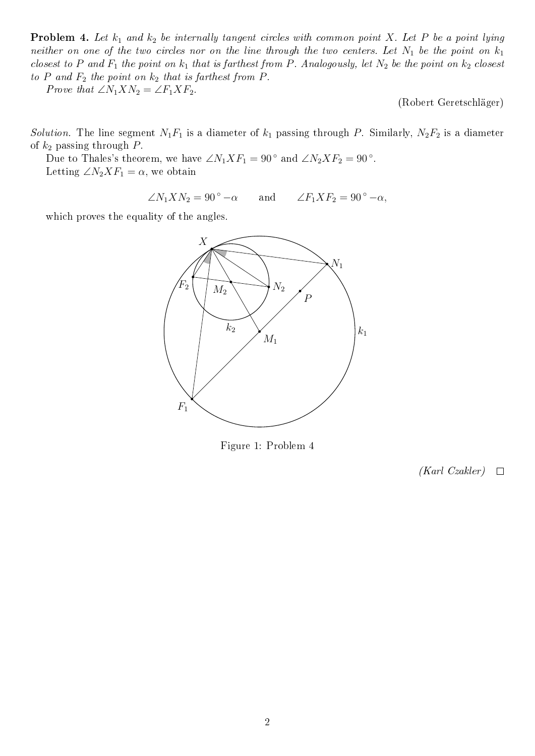**Problem 4.** *Let $k_1$ and $k_2$ be internally tangent circles with common point $X$. Let $P$ be a point lying neither on one of the two circles nor on the line through the two centers. Let $N_1$ be the point on $k_1$ closest to $P$ and $F_1$ the point on $k_1$ that is farthest from $P$. Analogously, let $N_2$ be the point on $k_2$ closest to $P$ and $F_2$ the point on $k_2$ that is farthest from $P$.*

*Prove that $\angle N_1XN_2 = \angle F_1XF_2$.*

(Robert Geretschläger)

*Solution.* The line segment $N_1F_1$ is a diameter of $k_1$ passing through $P$. Similarly, $N_2F_2$ is a diameter of $k_2$ passing through $P$.

Due to Thales's theorem, we have $\angle N_1XF_1 = 90^\circ$ and $\angle N_2XF_2 = 90^\circ$.

Letting $\angle N_2XF_1 = \alpha$, we obtain

$$\angle N_1XN_2 = 90^\circ - \alpha \qquad \text{and} \qquad \angle F_1XF_2 = 90^\circ - \alpha,$$

which proves the equality of the angles.

X
$N_1$
$F_2$
$M_2$
$N_2$
$P$
$k_2$
$M_1$
$k_1$
$F_1$

Figure 1: Problem 4

*(Karl Czakler)* □